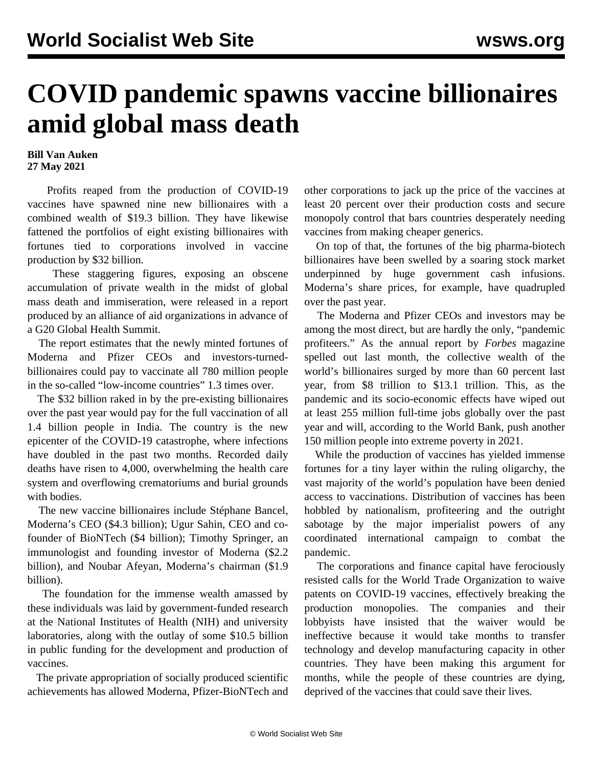# COVID pandemic spawns vaccine billionaires amid global mass death

**Bill Van Auken**
**27 May 2021**

Profits reaped from the production of COVID-19 vaccines have spawned nine new billionaires with a combined wealth of $19.3 billion. They have likewise fattened the portfolios of eight existing billionaires with fortunes tied to corporations involved in vaccine production by $32 billion.

These staggering figures, exposing an obscene accumulation of private wealth in the midst of global mass death and immiseration, were released in a report produced by an alliance of aid organizations in advance of a G20 Global Health Summit.

The report estimates that the newly minted fortunes of Moderna and Pfizer CEOs and investors-turned-billionaires could pay to vaccinate all 780 million people in the so-called "low-income countries" 1.3 times over.

The $32 billion raked in by the pre-existing billionaires over the past year would pay for the full vaccination of all 1.4 billion people in India. The country is the new epicenter of the COVID-19 catastrophe, where infections have doubled in the past two months. Recorded daily deaths have risen to 4,000, overwhelming the health care system and overflowing crematoriums and burial grounds with bodies.

The new vaccine billionaires include Stéphane Bancel, Moderna's CEO ($4.3 billion); Ugur Sahin, CEO and co-founder of BioNTech ($4 billion); Timothy Springer, an immunologist and founding investor of Moderna ($2.2 billion), and Noubar Afeyan, Moderna's chairman ($1.9 billion).

The foundation for the immense wealth amassed by these individuals was laid by government-funded research at the National Institutes of Health (NIH) and university laboratories, along with the outlay of some $10.5 billion in public funding for the development and production of vaccines.

The private appropriation of socially produced scientific achievements has allowed Moderna, Pfizer-BioNTech and other corporations to jack up the price of the vaccines at least 20 percent over their production costs and secure monopoly control that bars countries desperately needing vaccines from making cheaper generics.

On top of that, the fortunes of the big pharma-biotech billionaires have been swelled by a soaring stock market underpinned by huge government cash infusions. Moderna's share prices, for example, have quadrupled over the past year.

The Moderna and Pfizer CEOs and investors may be among the most direct, but are hardly the only, "pandemic profiteers." As the annual report by *Forbes* magazine spelled out last month, the collective wealth of the world's billionaires surged by more than 60 percent last year, from $8 trillion to $13.1 trillion. This, as the pandemic and its socio-economic effects have wiped out at least 255 million full-time jobs globally over the past year and will, according to the World Bank, push another 150 million people into extreme poverty in 2021.

While the production of vaccines has yielded immense fortunes for a tiny layer within the ruling oligarchy, the vast majority of the world's population have been denied access to vaccinations. Distribution of vaccines has been hobbled by nationalism, profiteering and the outright sabotage by the major imperialist powers of any coordinated international campaign to combat the pandemic.

The corporations and finance capital have ferociously resisted calls for the World Trade Organization to waive patents on COVID-19 vaccines, effectively breaking the production monopolies. The companies and their lobbyists have insisted that the waiver would be ineffective because it would take months to transfer technology and develop manufacturing capacity in other countries. They have been making this argument for months, while the people of these countries are dying, deprived of the vaccines that could save their lives.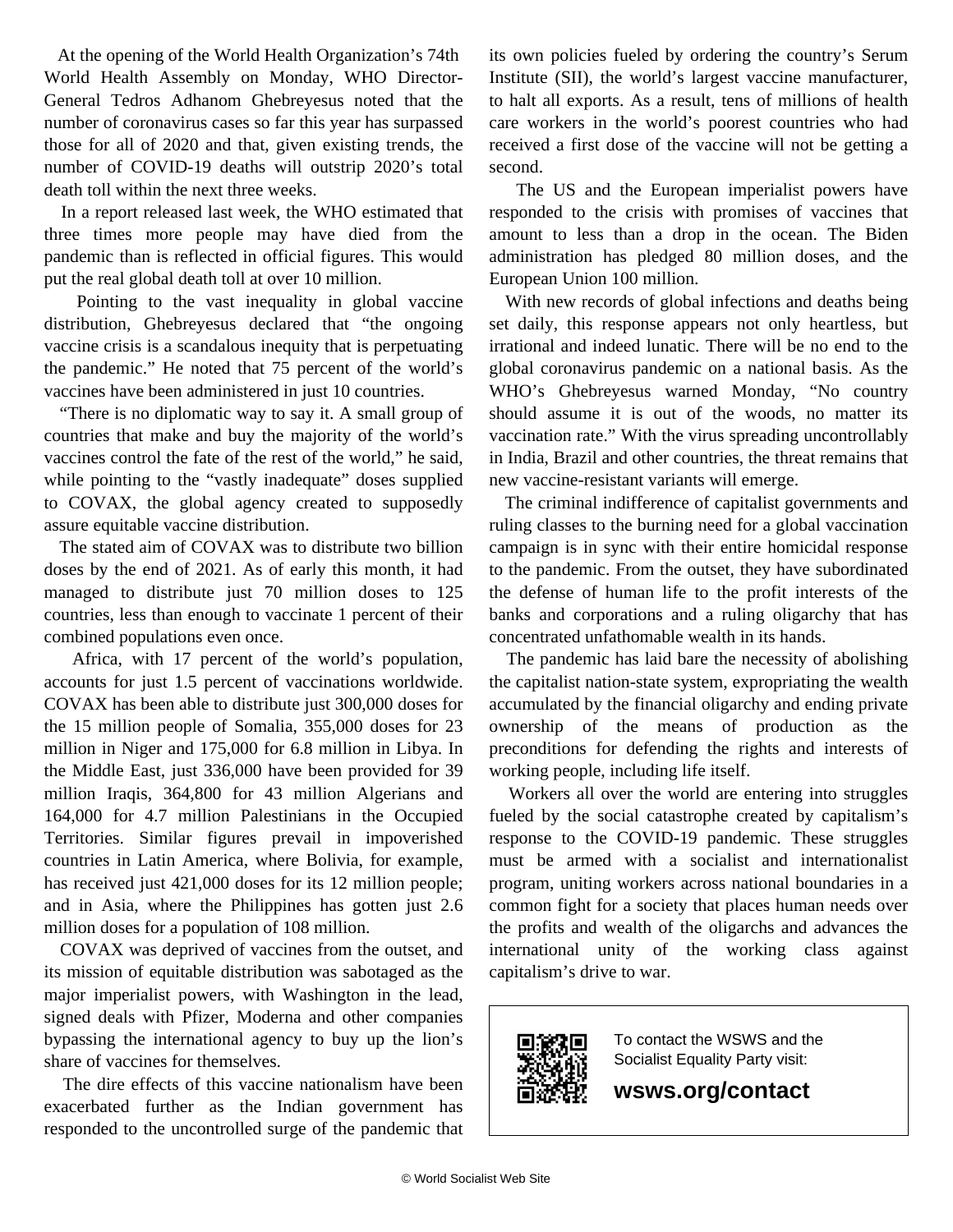At the opening of the World Health Organization's 74th World Health Assembly on Monday, WHO Director-General Tedros Adhanom Ghebreyesus noted that the number of coronavirus cases so far this year has surpassed those for all of 2020 and that, given existing trends, the number of COVID-19 deaths will outstrip 2020's total death toll within the next three weeks.

In a report released last week, the WHO estimated that three times more people may have died from the pandemic than is reflected in official figures. This would put the real global death toll at over 10 million.

Pointing to the vast inequality in global vaccine distribution, Ghebreyesus declared that "the ongoing vaccine crisis is a scandalous inequity that is perpetuating the pandemic." He noted that 75 percent of the world's vaccines have been administered in just 10 countries.

"There is no diplomatic way to say it. A small group of countries that make and buy the majority of the world's vaccines control the fate of the rest of the world," he said, while pointing to the "vastly inadequate" doses supplied to COVAX, the global agency created to supposedly assure equitable vaccine distribution.

The stated aim of COVAX was to distribute two billion doses by the end of 2021. As of early this month, it had managed to distribute just 70 million doses to 125 countries, less than enough to vaccinate 1 percent of their combined populations even once.

Africa, with 17 percent of the world's population, accounts for just 1.5 percent of vaccinations worldwide. COVAX has been able to distribute just 300,000 doses for the 15 million people of Somalia, 355,000 doses for 23 million in Niger and 175,000 for 6.8 million in Libya. In the Middle East, just 336,000 have been provided for 39 million Iraqis, 364,800 for 43 million Algerians and 164,000 for 4.7 million Palestinians in the Occupied Territories. Similar figures prevail in impoverished countries in Latin America, where Bolivia, for example, has received just 421,000 doses for its 12 million people; and in Asia, where the Philippines has gotten just 2.6 million doses for a population of 108 million.

COVAX was deprived of vaccines from the outset, and its mission of equitable distribution was sabotaged as the major imperialist powers, with Washington in the lead, signed deals with Pfizer, Moderna and other companies bypassing the international agency to buy up the lion's share of vaccines for themselves.

The dire effects of this vaccine nationalism have been exacerbated further as the Indian government has responded to the uncontrolled surge of the pandemic that its own policies fueled by ordering the country's Serum Institute (SII), the world's largest vaccine manufacturer, to halt all exports. As a result, tens of millions of health care workers in the world's poorest countries who had received a first dose of the vaccine will not be getting a second.

The US and the European imperialist powers have responded to the crisis with promises of vaccines that amount to less than a drop in the ocean. The Biden administration has pledged 80 million doses, and the European Union 100 million.

With new records of global infections and deaths being set daily, this response appears not only heartless, but irrational and indeed lunatic. There will be no end to the global coronavirus pandemic on a national basis. As the WHO's Ghebreyesus warned Monday, "No country should assume it is out of the woods, no matter its vaccination rate." With the virus spreading uncontrollably in India, Brazil and other countries, the threat remains that new vaccine-resistant variants will emerge.

The criminal indifference of capitalist governments and ruling classes to the burning need for a global vaccination campaign is in sync with their entire homicidal response to the pandemic. From the outset, they have subordinated the defense of human life to the profit interests of the banks and corporations and a ruling oligarchy that has concentrated unfathomable wealth in its hands.

The pandemic has laid bare the necessity of abolishing the capitalist nation-state system, expropriating the wealth accumulated by the financial oligarchy and ending private ownership of the means of production as the preconditions for defending the rights and interests of working people, including life itself.

Workers all over the world are entering into struggles fueled by the social catastrophe created by capitalism's response to the COVID-19 pandemic. These struggles must be armed with a socialist and internationalist program, uniting workers across national boundaries in a common fight for a society that places human needs over the profits and wealth of the oligarchs and advances the international unity of the working class against capitalism's drive to war.

To contact the WSWS and the Socialist Equality Party visit:

**wsws.org/contact**